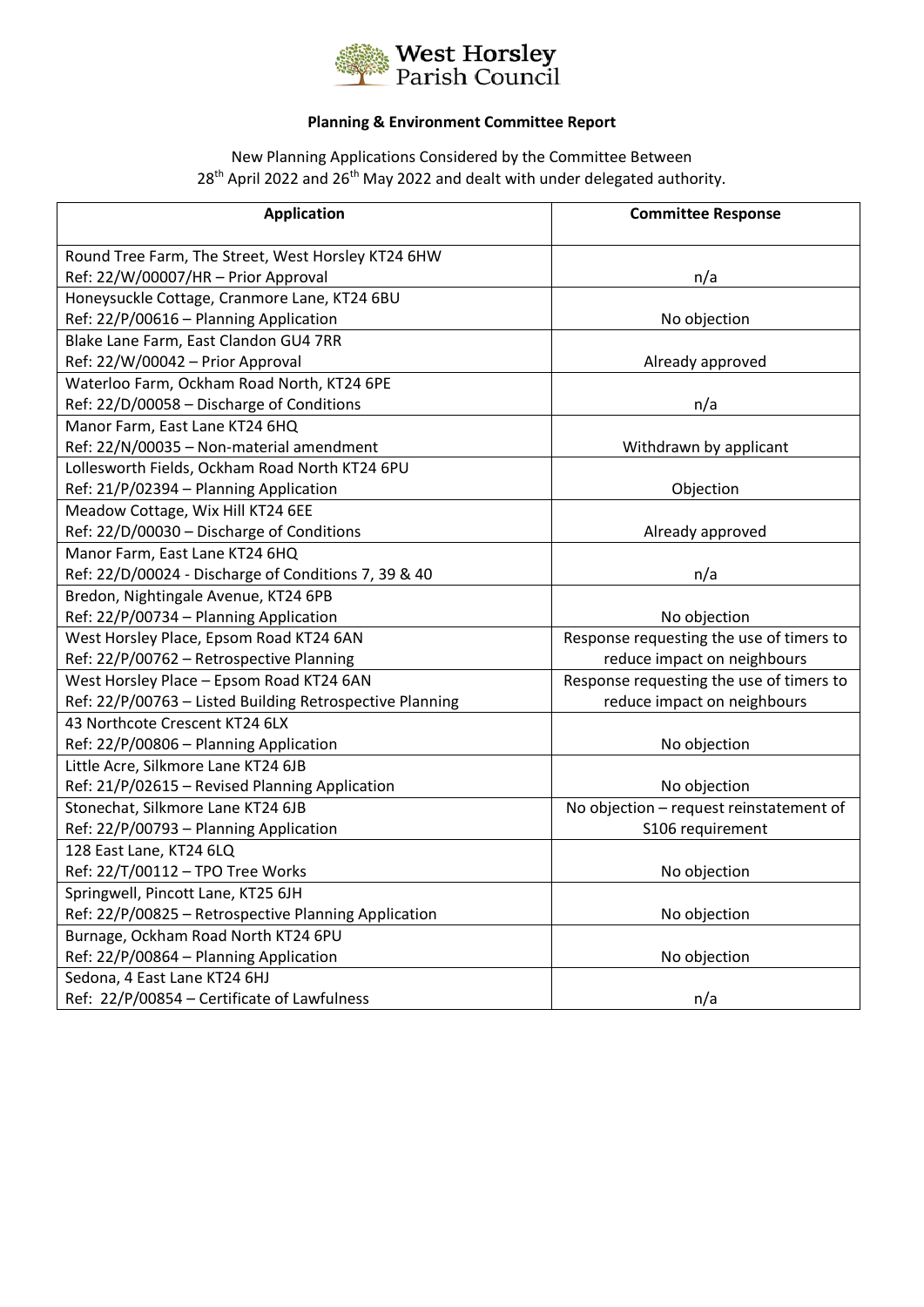West Horsley Parish Council

**Planning & Environment Committee Report**

New Planning Applications Considered by the Committee Between 28th April 2022 and 26th May 2022 and dealt with under delegated authority.

| Application | Committee Response |
|---|---|
| Round Tree Farm, The Street, West Horsley KT24 6HW<br>Ref: 22/W/00007/HR – Prior Approval | n/a |
| Honeysuckle Cottage, Cranmore Lane, KT24 6BU<br>Ref: 22/P/00616 – Planning Application | No objection |
| Blake Lane Farm, East Clandon GU4 7RR<br>Ref: 22/W/00042 – Prior Approval | Already approved |
| Waterloo Farm, Ockham Road North, KT24 6PE<br>Ref: 22/D/00058 – Discharge of Conditions | n/a |
| Manor Farm, East Lane KT24 6HQ<br>Ref: 22/N/00035 – Non-material amendment | Withdrawn by applicant |
| Lollesworth Fields, Ockham Road North KT24 6PU<br>Ref: 21/P/02394 – Planning Application | Objection |
| Meadow Cottage, Wix Hill KT24 6EE<br>Ref: 22/D/00030 – Discharge of Conditions | Already approved |
| Manor Farm, East Lane KT24 6HQ<br>Ref: 22/D/00024 - Discharge of Conditions 7, 39 & 40 | n/a |
| Bredon, Nightingale Avenue, KT24 6PB<br>Ref: 22/P/00734 – Planning Application | No objection |
| West Horsley Place, Epsom Road KT24 6AN<br>Ref: 22/P/00762 – Retrospective Planning | Response requesting the use of timers to reduce impact on neighbours |
| West Horsley Place – Epsom Road KT24 6AN<br>Ref: 22/P/00763 – Listed Building Retrospective Planning | Response requesting the use of timers to reduce impact on neighbours |
| 43 Northcote Crescent KT24 6LX<br>Ref: 22/P/00806 – Planning Application | No objection |
| Little Acre, Silkmore Lane KT24 6JB<br>Ref: 21/P/02615 – Revised Planning Application | No objection |
| Stonechat, Silkmore Lane KT24 6JB<br>Ref: 22/P/00793 – Planning Application | No objection – request reinstatement of S106 requirement |
| 128 East Lane, KT24 6LQ<br>Ref: 22/T/00112 – TPO Tree Works | No objection |
| Springwell, Pincott Lane, KT25 6JH<br>Ref: 22/P/00825 – Retrospective Planning Application | No objection |
| Burnage, Ockham Road North KT24 6PU<br>Ref: 22/P/00864 – Planning Application | No objection |
| Sedona, 4 East Lane KT24 6HJ<br>Ref: 22/P/00854 – Certificate of Lawfulness | n/a |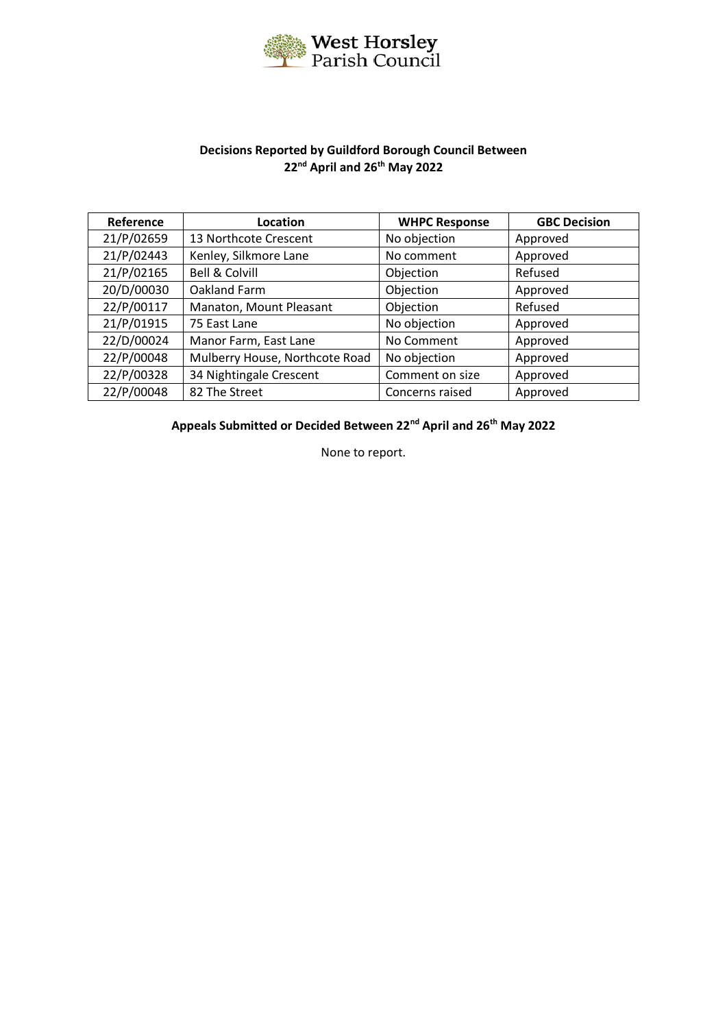West Horsley Parish Council

**Decisions Reported by Guildford Borough Council Between 22nd April and 26th May 2022**

| Reference | Location | WHPC Response | GBC Decision |
|---|---|---|---|
| 21/P/02659 | 13 Northcote Crescent | No objection | Approved |
| 21/P/02443 | Kenley, Silkmore Lane | No comment | Approved |
| 21/P/02165 | Bell & Colvill | Objection | Refused |
| 20/D/00030 | Oakland Farm | Objection | Approved |
| 22/P/00117 | Manaton, Mount Pleasant | Objection | Refused |
| 21/P/01915 | 75 East Lane | No objection | Approved |
| 22/D/00024 | Manor Farm, East Lane | No Comment | Approved |
| 22/P/00048 | Mulberry House, Northcote Road | No objection | Approved |
| 22/P/00328 | 34 Nightingale Crescent | Comment on size | Approved |
| 22/P/00048 | 82 The Street | Concerns raised | Approved |

**Appeals Submitted or Decided Between 22nd April and 26th May 2022**

None to report.